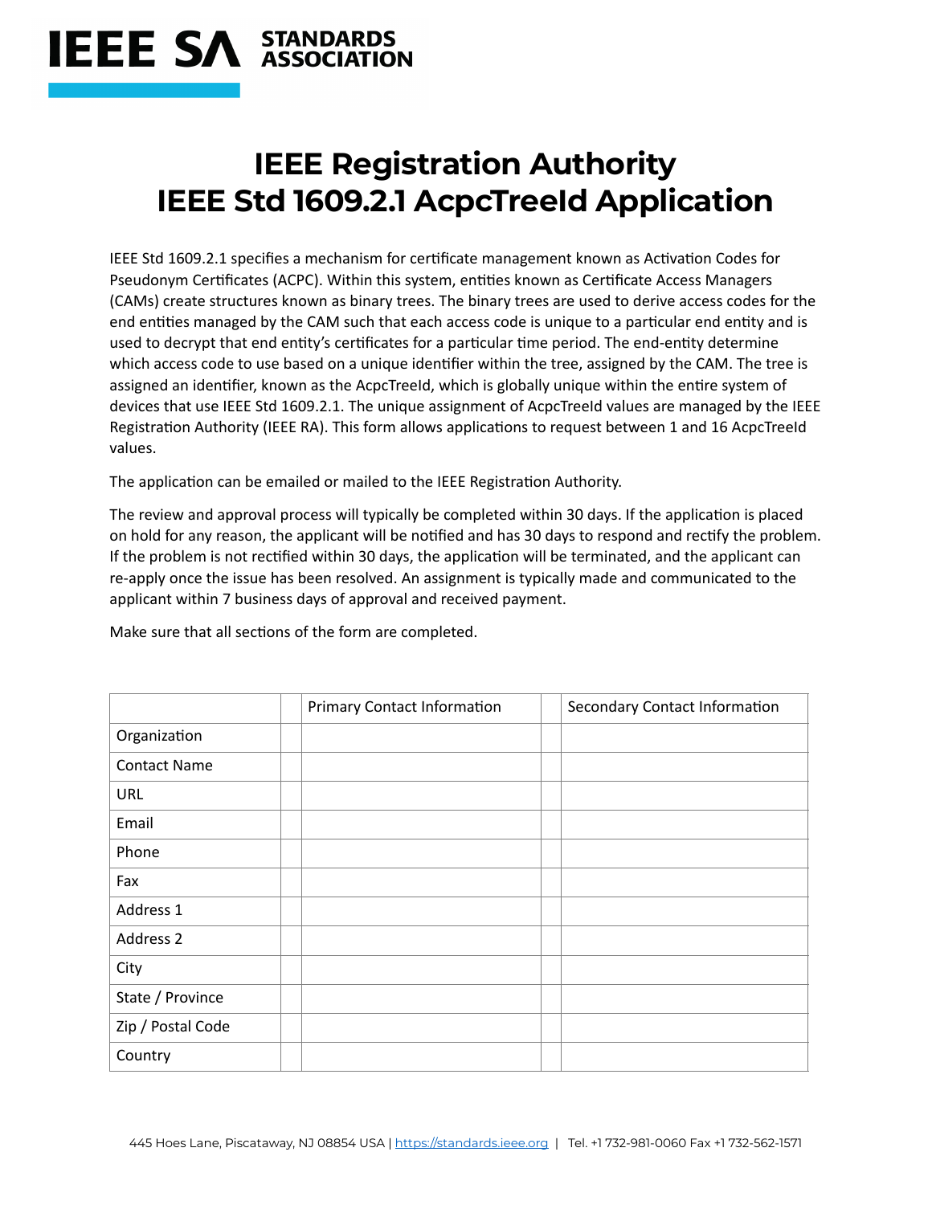IEEE SA STANDARDS ASSOCIATION

# IEEE Registration Authority
# IEEE Std 1609.2.1 AcpcTreeId Application

IEEE Std 1609.2.1 specifies a mechanism for certificate management known as Activation Codes for Pseudonym Certificates (ACPC). Within this system, entities known as Certificate Access Managers (CAMs) create structures known as binary trees. The binary trees are used to derive access codes for the end entities managed by the CAM such that each access code is unique to a particular end entity and is used to decrypt that end entity's certificates for a particular time period. The end-entity determine which access code to use based on a unique identifier within the tree, assigned by the CAM. The tree is assigned an identifier, known as the AcpcTreeId, which is globally unique within the entire system of devices that use IEEE Std 1609.2.1. The unique assignment of AcpcTreeId values are managed by the IEEE Registration Authority (IEEE RA). This form allows applications to request between 1 and 16 AcpcTreeId values.

The application can be emailed or mailed to the IEEE Registration Authority.

The review and approval process will typically be completed within 30 days. If the application is placed on hold for any reason, the applicant will be notified and has 30 days to respond and rectify the problem. If the problem is not rectified within 30 days, the application will be terminated, and the applicant can re-apply once the issue has been resolved. An assignment is typically made and communicated to the applicant within 7 business days of approval and received payment.

Make sure that all sections of the form are completed.

| | | Primary Contact Information | | Secondary Contact Information |
|---|---|---|---|---|
| Organization | | | | |
| Contact Name | | | | |
| URL | | | | |
| Email | | | | |
| Phone | | | | |
| Fax | | | | |
| Address 1 | | | | |
| Address 2 | | | | |
| City | | | | |
| State / Province | | | | |
| Zip / Postal Code | | | | |
| Country | | | | |

445 Hoes Lane, Piscataway, NJ 08854 USA | https://standards.ieee.org | Tel. +1 732-981-0060 Fax +1 732-562-1571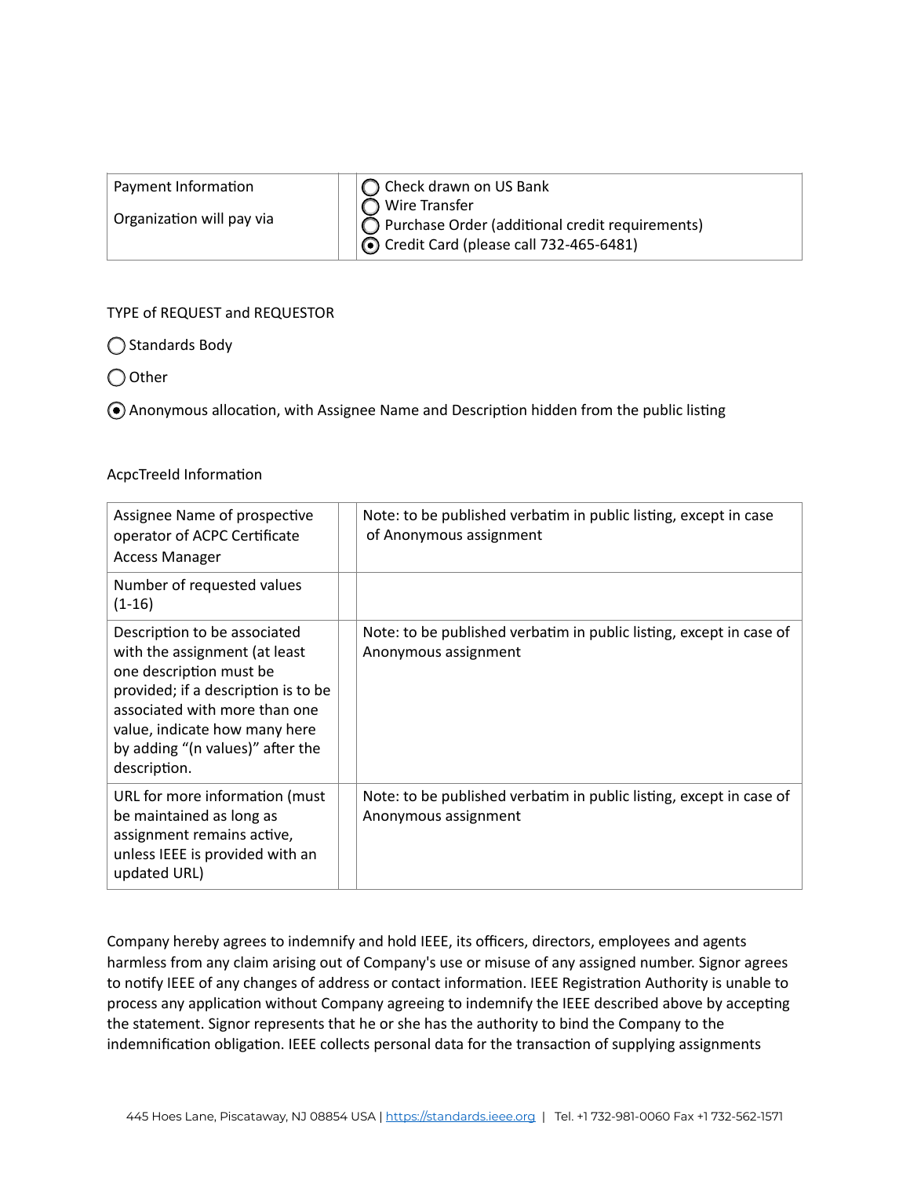| Payment Information<br><br>Organization will pay via | | ◯ Check drawn on US Bank<br>◯ Wire Transfer<br>◯ Purchase Order (additional credit requirements)<br>◉ Credit Card (please call 732-465-6481) |
|---|---|---|

TYPE of REQUEST and REQUESTOR

◯ Standards Body

◯ Other

◉ Anonymous allocation, with Assignee Name and Description hidden from the public listing

AcpcTreeId Information

| Assignee Name of prospective operator of ACPC Certificate Access Manager | | Note: to be published verbatim in public listing, except in case of Anonymous assignment |
|---|---|---|
| Number of requested values (1-16) | | |
| Description to be associated with the assignment (at least one description must be provided; if a description is to be associated with more than one value, indicate how many here by adding "(n values)" after the description. | | Note: to be published verbatim in public listing, except in case of Anonymous assignment |
| URL for more information (must be maintained as long as assignment remains active, unless IEEE is provided with an updated URL) | | Note: to be published verbatim in public listing, except in case of Anonymous assignment |

Company hereby agrees to indemnify and hold IEEE, its officers, directors, employees and agents harmless from any claim arising out of Company's use or misuse of any assigned number. Signor agrees to notify IEEE of any changes of address or contact information. IEEE Registration Authority is unable to process any application without Company agreeing to indemnify the IEEE described above by accepting the statement. Signor represents that he or she has the authority to bind the Company to the indemnification obligation. IEEE collects personal data for the transaction of supplying assignments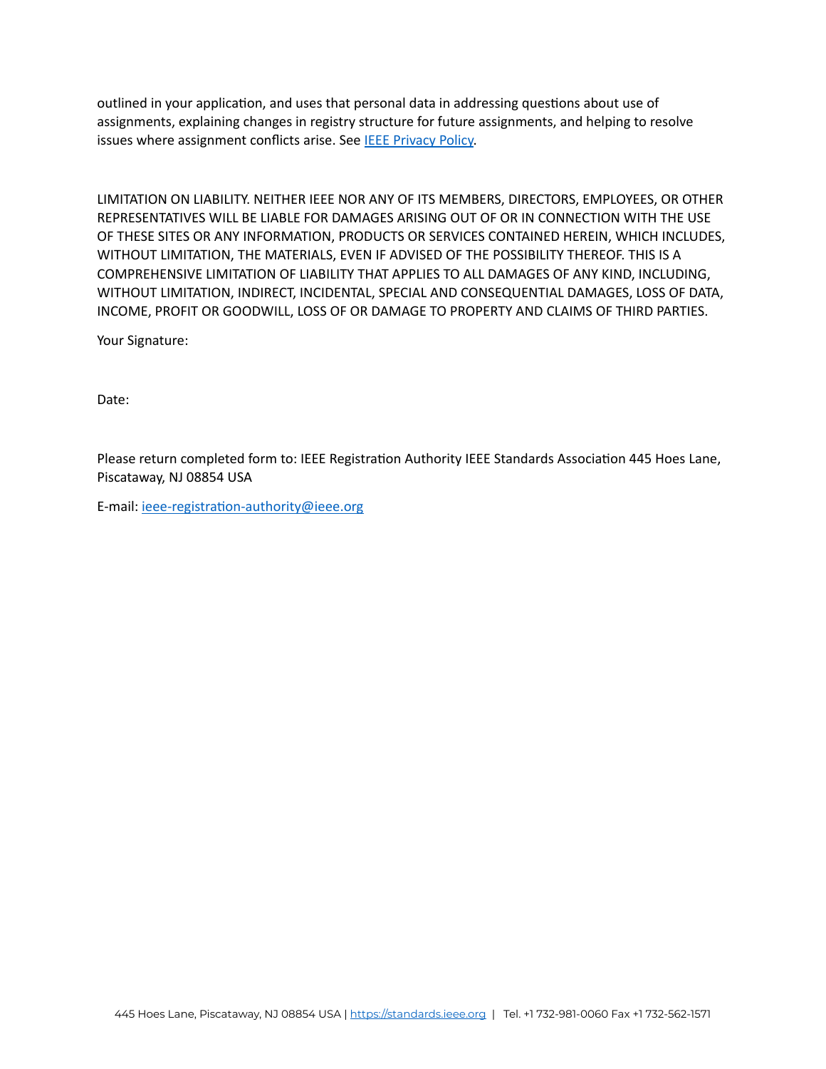outlined in your application, and uses that personal data in addressing questions about use of assignments, explaining changes in registry structure for future assignments, and helping to resolve issues where assignment conflicts arise. See [IEEE Privacy Policy](IEEE Privacy Policy).

LIMITATION ON LIABILITY. NEITHER IEEE NOR ANY OF ITS MEMBERS, DIRECTORS, EMPLOYEES, OR OTHER REPRESENTATIVES WILL BE LIABLE FOR DAMAGES ARISING OUT OF OR IN CONNECTION WITH THE USE OF THESE SITES OR ANY INFORMATION, PRODUCTS OR SERVICES CONTAINED HEREIN, WHICH INCLUDES, WITHOUT LIMITATION, THE MATERIALS, EVEN IF ADVISED OF THE POSSIBILITY THEREOF. THIS IS A COMPREHENSIVE LIMITATION OF LIABILITY THAT APPLIES TO ALL DAMAGES OF ANY KIND, INCLUDING, WITHOUT LIMITATION, INDIRECT, INCIDENTAL, SPECIAL AND CONSEQUENTIAL DAMAGES, LOSS OF DATA, INCOME, PROFIT OR GOODWILL, LOSS OF OR DAMAGE TO PROPERTY AND CLAIMS OF THIRD PARTIES.

Your Signature:

Date:

Please return completed form to: IEEE Registration Authority IEEE Standards Association 445 Hoes Lane, Piscataway, NJ 08854 USA

E-mail: ieee-registration-authority@ieee.org